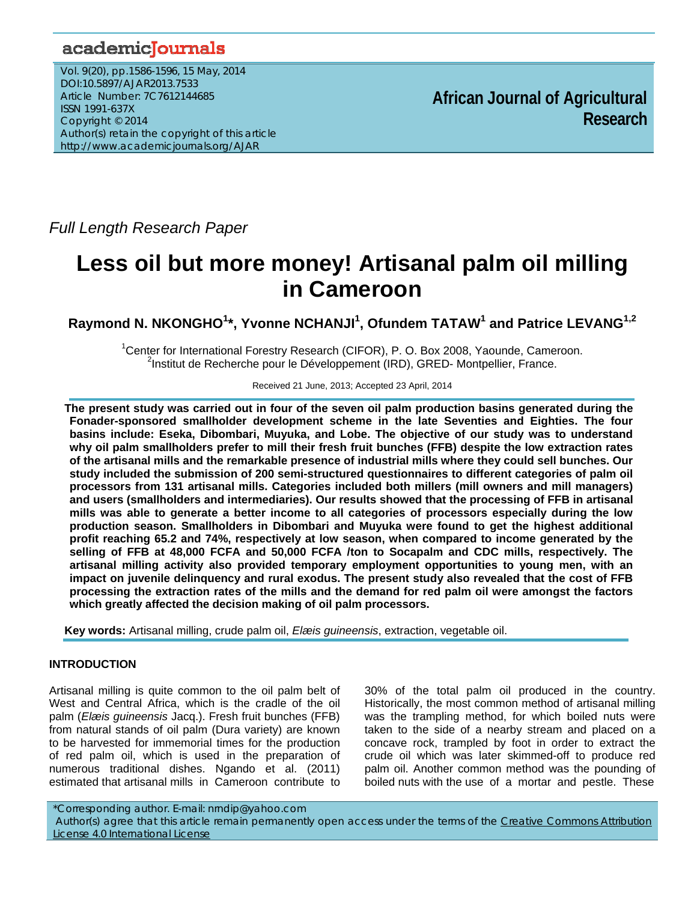Full Length Research Paper

# Less oil but more money! Artisanal palm oil milling in Cameroon

**Raymond N. NKONGHO[1]\*, Yvonne NCHANJI[1], Ofundem TATAW[1] and Patrice LEVANG[1,2]**

[1]Center for International Forestry Research (CIFOR), P. O. Box 2008, Yaounde, Cameroon.
[2]Institut de Recherche pour le Développement (IRD), GRED- Montpellier, France.

Received 21 June, 2013; Accepted 23 April, 2014

**The present study was carried out in four of the seven oil palm production basins generated during the Fonader-sponsored smallholder development scheme in the late Seventies and Eighties. The four basins include: Eseka, Dibombari, Muyuka, and Lobe. The objective of our study was to understand why oil palm smallholders prefer to mill their fresh fruit bunches (FFB) despite the low extraction rates of the artisanal mills and the remarkable presence of industrial mills where they could sell bunches. Our study included the submission of 200 semi-structured questionnaires to different categories of palm oil processors from 131 artisanal mills. Categories included both millers (mill owners and mill managers) and users (smallholders and intermediaries). Our results showed that the processing of FFB in artisanal mills was able to generate a better income to all categories of processors especially during the low production season. Smallholders in Dibombari and Muyuka were found to get the highest additional profit reaching 65.2 and 74%, respectively at low season, when compared to income generated by the selling of FFB at 48,000 FCFA and 50,000 FCFA /ton to Socapalm and CDC mills, respectively. The artisanal milling activity also provided temporary employment opportunities to young men, with an impact on juvenile delinquency and rural exodus. The present study also revealed that the cost of FFB processing the extraction rates of the mills and the demand for red palm oil were amongst the factors which greatly affected the decision making of oil palm processors.**

**Key words:** Artisanal milling, crude palm oil, *Elæis guineensis*, extraction, vegetable oil.

## INTRODUCTION

Artisanal milling is quite common to the oil palm belt of West and Central Africa, which is the cradle of the oil palm (*Elæis guineensis* Jacq.). Fresh fruit bunches (FFB) from natural stands of oil palm (Dura variety) are known to be harvested for immemorial times for the production of red palm oil, which is used in the preparation of numerous traditional dishes. Ngando et al. (2011) estimated that artisanal mills in Cameroon contribute to 30% of the total palm oil produced in the country. Historically, the most common method of artisanal milling was the trampling method, for which boiled nuts were taken to the side of a nearby stream and placed on a concave rock, trampled by foot in order to extract the crude oil which was later skimmed-off to produce red palm oil. Another common method was the pounding of boiled nuts with the use of a mortar and pestle. These

\*Corresponding author. E-mail: nrndip@yahoo.com
Author(s) agree that this article remain permanently open access under the terms of the Creative Commons Attribution License 4.0 International License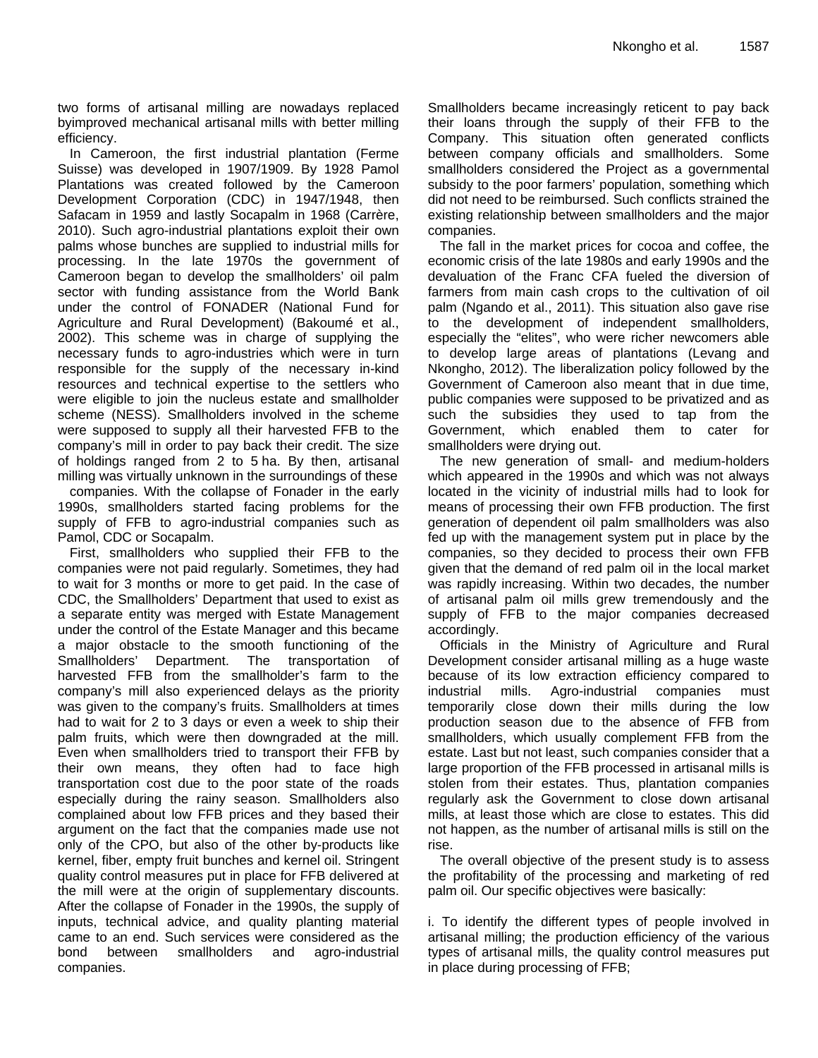two forms of artisanal milling are nowadays replaced byimproved mechanical artisanal mills with better milling efficiency.

In Cameroon, the first industrial plantation (Ferme Suisse) was developed in 1907/1909. By 1928 Pamol Plantations was created followed by the Cameroon Development Corporation (CDC) in 1947/1948, then Safacam in 1959 and lastly Socapalm in 1968 (Carrère, 2010). Such agro-industrial plantations exploit their own palms whose bunches are supplied to industrial mills for processing. In the late 1970s the government of Cameroon began to develop the smallholders' oil palm sector with funding assistance from the World Bank under the control of FONADER (National Fund for Agriculture and Rural Development) (Bakoumé et al., 2002). This scheme was in charge of supplying the necessary funds to agro-industries which were in turn responsible for the supply of the necessary in-kind resources and technical expertise to the settlers who were eligible to join the nucleus estate and smallholder scheme (NESS). Smallholders involved in the scheme were supposed to supply all their harvested FFB to the company's mill in order to pay back their credit. The size of holdings ranged from 2 to 5 ha. By then, artisanal milling was virtually unknown in the surroundings of these companies. With the collapse of Fonader in the early 1990s, smallholders started facing problems for the supply of FFB to agro-industrial companies such as Pamol, CDC or Socapalm.

First, smallholders who supplied their FFB to the companies were not paid regularly. Sometimes, they had to wait for 3 months or more to get paid. In the case of CDC, the Smallholders' Department that used to exist as a separate entity was merged with Estate Management under the control of the Estate Manager and this became a major obstacle to the smooth functioning of the Smallholders' Department. The transportation of harvested FFB from the smallholder's farm to the company's mill also experienced delays as the priority was given to the company's fruits. Smallholders at times had to wait for 2 to 3 days or even a week to ship their palm fruits, which were then downgraded at the mill. Even when smallholders tried to transport their FFB by their own means, they often had to face high transportation cost due to the poor state of the roads especially during the rainy season. Smallholders also complained about low FFB prices and they based their argument on the fact that the companies made use not only of the CPO, but also of the other by-products like kernel, fiber, empty fruit bunches and kernel oil. Stringent quality control measures put in place for FFB delivered at the mill were at the origin of supplementary discounts. After the collapse of Fonader in the 1990s, the supply of inputs, technical advice, and quality planting material came to an end. Such services were considered as the bond between smallholders and agro-industrial companies.

Smallholders became increasingly reticent to pay back their loans through the supply of their FFB to the Company. This situation often generated conflicts between company officials and smallholders. Some smallholders considered the Project as a governmental subsidy to the poor farmers' population, something which did not need to be reimbursed. Such conflicts strained the existing relationship between smallholders and the major companies.

The fall in the market prices for cocoa and coffee, the economic crisis of the late 1980s and early 1990s and the devaluation of the Franc CFA fueled the diversion of farmers from main cash crops to the cultivation of oil palm (Ngando et al., 2011). This situation also gave rise to the development of independent smallholders, especially the "elites", who were richer newcomers able to develop large areas of plantations (Levang and Nkongho, 2012). The liberalization policy followed by the Government of Cameroon also meant that in due time, public companies were supposed to be privatized and as such the subsidies they used to tap from the Government, which enabled them to cater for smallholders were drying out.

The new generation of small- and medium-holders which appeared in the 1990s and which was not always located in the vicinity of industrial mills had to look for means of processing their own FFB production. The first generation of dependent oil palm smallholders was also fed up with the management system put in place by the companies, so they decided to process their own FFB given that the demand of red palm oil in the local market was rapidly increasing. Within two decades, the number of artisanal palm oil mills grew tremendously and the supply of FFB to the major companies decreased accordingly.

Officials in the Ministry of Agriculture and Rural Development consider artisanal milling as a huge waste because of its low extraction efficiency compared to industrial mills. Agro-industrial companies must temporarily close down their mills during the low production season due to the absence of FFB from smallholders, which usually complement FFB from the estate. Last but not least, such companies consider that a large proportion of the FFB processed in artisanal mills is stolen from their estates. Thus, plantation companies regularly ask the Government to close down artisanal mills, at least those which are close to estates. This did not happen, as the number of artisanal mills is still on the rise.

The overall objective of the present study is to assess the profitability of the processing and marketing of red palm oil. Our specific objectives were basically:

i. To identify the different types of people involved in artisanal milling; the production efficiency of the various types of artisanal mills, the quality control measures put in place during processing of FFB;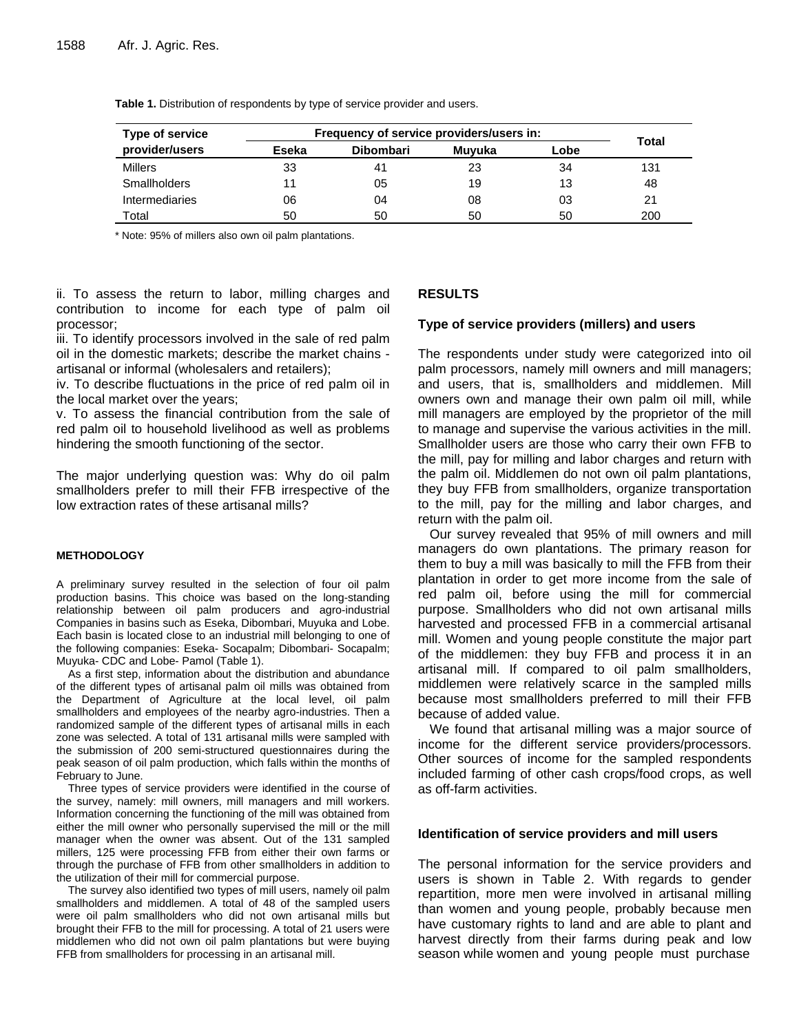**Table 1.** Distribution of respondents by type of service provider and users.

| Type of service provider/users | Frequency of service providers/users in: | | | | Total |
|---|---|---|---|---|---|
| | Eseka | Dibombari | Muyuka | Lobe | |
| Millers | 33 | 41 | 23 | 34 | 131 |
| Smallholders | 11 | 05 | 19 | 13 | 48 |
| Intermediaries | 06 | 04 | 08 | 03 | 21 |
| Total | 50 | 50 | 50 | 50 | 200 |

* Note: 95% of millers also own oil palm plantations.

ii. To assess the return to labor, milling charges and contribution to income for each type of palm oil processor;

iii. To identify processors involved in the sale of red palm oil in the domestic markets; describe the market chains - artisanal or informal (wholesalers and retailers);

iv. To describe fluctuations in the price of red palm oil in the local market over the years;

v. To assess the financial contribution from the sale of red palm oil to household livelihood as well as problems hindering the smooth functioning of the sector.

The major underlying question was: Why do oil palm smallholders prefer to mill their FFB irrespective of the low extraction rates of these artisanal mills?

## METHODOLOGY

A preliminary survey resulted in the selection of four oil palm production basins. This choice was based on the long-standing relationship between oil palm producers and agro-industrial Companies in basins such as Eseka, Dibombari, Muyuka and Lobe. Each basin is located close to an industrial mill belonging to one of the following companies: Eseka- Socapalm; Dibombari- Socapalm; Muyuka- CDC and Lobe- Pamol (Table 1).

As a first step, information about the distribution and abundance of the different types of artisanal palm oil mills was obtained from the Department of Agriculture at the local level, oil palm smallholders and employees of the nearby agro-industries. Then a randomized sample of the different types of artisanal mills in each zone was selected. A total of 131 artisanal mills were sampled with the submission of 200 semi-structured questionnaires during the peak season of oil palm production, which falls within the months of February to June.

Three types of service providers were identified in the course of the survey, namely: mill owners, mill managers and mill workers. Information concerning the functioning of the mill was obtained from either the mill owner who personally supervised the mill or the mill manager when the owner was absent. Out of the 131 sampled millers, 125 were processing FFB from either their own farms or through the purchase of FFB from other smallholders in addition to the utilization of their mill for commercial purpose.

The survey also identified two types of mill users, namely oil palm smallholders and middlemen. A total of 48 of the sampled users were oil palm smallholders who did not own artisanal mills but brought their FFB to the mill for processing. A total of 21 users were middlemen who did not own oil palm plantations but were buying FFB from smallholders for processing in an artisanal mill.

## RESULTS

### Type of service providers (millers) and users

The respondents under study were categorized into oil palm processors, namely mill owners and mill managers; and users, that is, smallholders and middlemen. Mill owners own and manage their own palm oil mill, while mill managers are employed by the proprietor of the mill to manage and supervise the various activities in the mill. Smallholder users are those who carry their own FFB to the mill, pay for milling and labor charges and return with the palm oil. Middlemen do not own oil palm plantations, they buy FFB from smallholders, organize transportation to the mill, pay for the milling and labor charges, and return with the palm oil.

Our survey revealed that 95% of mill owners and mill managers do own plantations. The primary reason for them to buy a mill was basically to mill the FFB from their plantation in order to get more income from the sale of red palm oil, before using the mill for commercial purpose. Smallholders who did not own artisanal mills harvested and processed FFB in a commercial artisanal mill. Women and young people constitute the major part of the middlemen: they buy FFB and process it in an artisanal mill. If compared to oil palm smallholders, middlemen were relatively scarce in the sampled mills because most smallholders preferred to mill their FFB because of added value.

We found that artisanal milling was a major source of income for the different service providers/processors. Other sources of income for the sampled respondents included farming of other cash crops/food crops, as well as off-farm activities.

### Identification of service providers and mill users

The personal information for the service providers and users is shown in Table 2. With regards to gender repartition, more men were involved in artisanal milling than women and young people, probably because men have customary rights to land and are able to plant and harvest directly from their farms during peak and low season while women and young people must purchase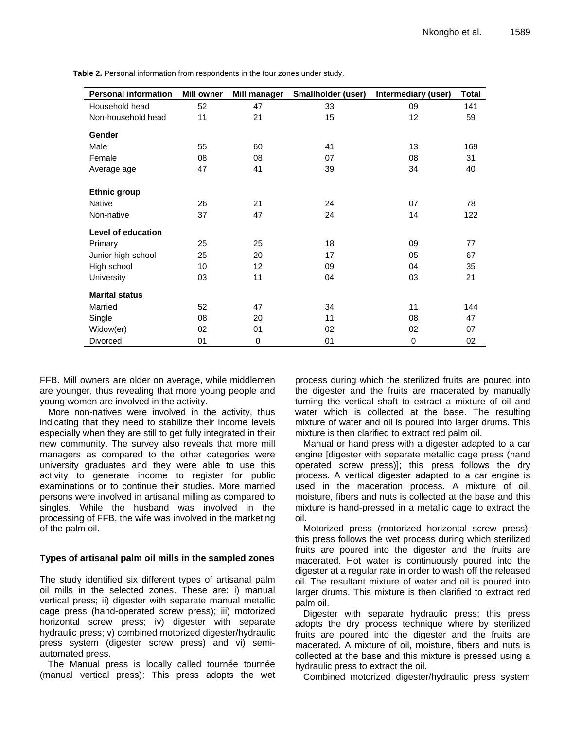**Table 2.** Personal information from respondents in the four zones under study.

| Personal information | Mill owner | Mill manager | Smallholder (user) | Intermediary (user) | Total |
|---|---|---|---|---|---|
| Household head | 52 | 47 | 33 | 09 | 141 |
| Non-household head | 11 | 21 | 15 | 12 | 59 |
| **Gender** | | | | | |
| Male | 55 | 60 | 41 | 13 | 169 |
| Female | 08 | 08 | 07 | 08 | 31 |
| Average age | 47 | 41 | 39 | 34 | 40 |
| **Ethnic group** | | | | | |
| Native | 26 | 21 | 24 | 07 | 78 |
| Non-native | 37 | 47 | 24 | 14 | 122 |
| **Level of education** | | | | | |
| Primary | 25 | 25 | 18 | 09 | 77 |
| Junior high school | 25 | 20 | 17 | 05 | 67 |
| High school | 10 | 12 | 09 | 04 | 35 |
| University | 03 | 11 | 04 | 03 | 21 |
| **Marital status** | | | | | |
| Married | 52 | 47 | 34 | 11 | 144 |
| Single | 08 | 20 | 11 | 08 | 47 |
| Widow(er) | 02 | 01 | 02 | 02 | 07 |
| Divorced | 01 | 0 | 01 | 0 | 02 |

FFB. Mill owners are older on average, while middlemen are younger, thus revealing that more young people and young women are involved in the activity.

More non-natives were involved in the activity, thus indicating that they need to stabilize their income levels especially when they are still to get fully integrated in their new community. The survey also reveals that more mill managers as compared to the other categories were university graduates and they were able to use this activity to generate income to register for public examinations or to continue their studies. More married persons were involved in artisanal milling as compared to singles. While the husband was involved in the processing of FFB, the wife was involved in the marketing of the palm oil.

### Types of artisanal palm oil mills in the sampled zones

The study identified six different types of artisanal palm oil mills in the selected zones. These are: i) manual vertical press; ii) digester with separate manual metallic cage press (hand-operated screw press); iii) motorized horizontal screw press; iv) digester with separate hydraulic press; v) combined motorized digester/hydraulic press system (digester screw press) and vi) semi-automated press.

The Manual press is locally called tournée tournée (manual vertical press): This press adopts the wet process during which the sterilized fruits are poured into the digester and the fruits are macerated by manually turning the vertical shaft to extract a mixture of oil and water which is collected at the base. The resulting mixture of water and oil is poured into larger drums. This mixture is then clarified to extract red palm oil.

Manual or hand press with a digester adapted to a car engine [digester with separate metallic cage press (hand operated screw press)]; this press follows the dry process. A vertical digester adapted to a car engine is used in the maceration process. A mixture of oil, moisture, fibers and nuts is collected at the base and this mixture is hand-pressed in a metallic cage to extract the oil.

Motorized press (motorized horizontal screw press); this press follows the wet process during which sterilized fruits are poured into the digester and the fruits are macerated. Hot water is continuously poured into the digester at a regular rate in order to wash off the released oil. The resultant mixture of water and oil is poured into larger drums. This mixture is then clarified to extract red palm oil.

Digester with separate hydraulic press; this press adopts the dry process technique where by sterilized fruits are poured into the digester and the fruits are macerated. A mixture of oil, moisture, fibers and nuts is collected at the base and this mixture is pressed using a hydraulic press to extract the oil.

Combined motorized digester/hydraulic press system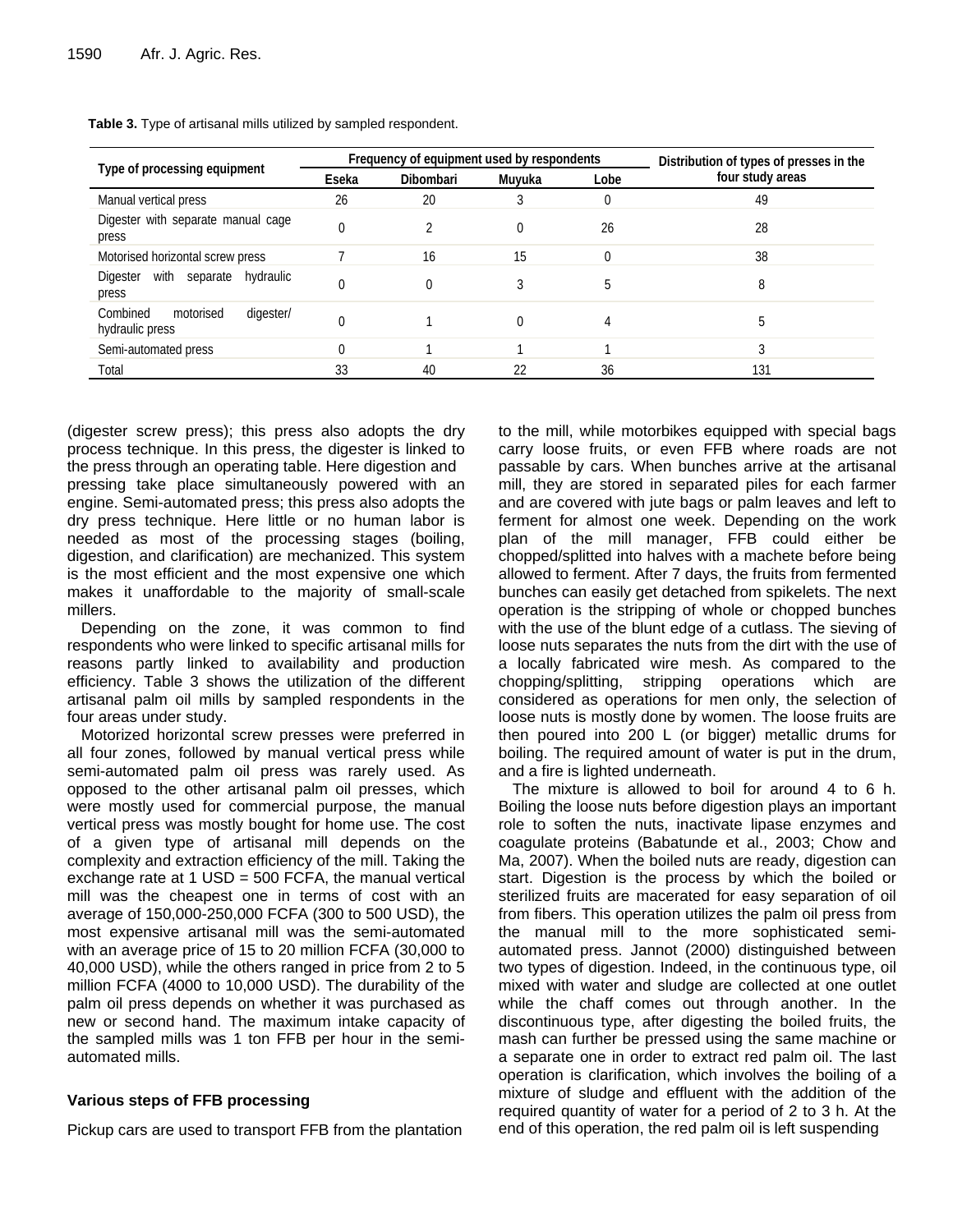**Table 3.** Type of artisanal mills utilized by sampled respondent.

| Type of processing equipment | Frequency of equipment used by respondents | | | | Distribution of types of presses in the four study areas |
|---|---|---|---|---|---|
| | Eseka | Dibombari | Muyuka | Lobe | |
| Manual vertical press | 26 | 20 | 3 | 0 | 49 |
| Digester with separate manual cage press | 0 | 2 | 0 | 26 | 28 |
| Motorised horizontal screw press | 7 | 16 | 15 | 0 | 38 |
| Digester with separate hydraulic press | 0 | 0 | 3 | 5 | 8 |
| Combined motorised digester/ hydraulic press | 0 | 1 | 0 | 4 | 5 |
| Semi-automated press | 0 | 1 | 1 | 1 | 3 |
| Total | 33 | 40 | 22 | 36 | 131 |

(digester screw press); this press also adopts the dry process technique. In this press, the digester is linked to the press through an operating table. Here digestion and pressing take place simultaneously powered with an engine. Semi-automated press; this press also adopts the dry press technique. Here little or no human labor is needed as most of the processing stages (boiling, digestion, and clarification) are mechanized. This system is the most efficient and the most expensive one which makes it unaffordable to the majority of small-scale millers.

Depending on the zone, it was common to find respondents who were linked to specific artisanal mills for reasons partly linked to availability and production efficiency. Table 3 shows the utilization of the different artisanal palm oil mills by sampled respondents in the four areas under study.

Motorized horizontal screw presses were preferred in all four zones, followed by manual vertical press while semi-automated palm oil press was rarely used. As opposed to the other artisanal palm oil presses, which were mostly used for commercial purpose, the manual vertical press was mostly bought for home use. The cost of a given type of artisanal mill depends on the complexity and extraction efficiency of the mill. Taking the exchange rate at 1 USD = 500 FCFA, the manual vertical mill was the cheapest one in terms of cost with an average of 150,000-250,000 FCFA (300 to 500 USD), the most expensive artisanal mill was the semi-automated with an average price of 15 to 20 million FCFA (30,000 to 40,000 USD), while the others ranged in price from 2 to 5 million FCFA (4000 to 10,000 USD). The durability of the palm oil press depends on whether it was purchased as new or second hand. The maximum intake capacity of the sampled mills was 1 ton FFB per hour in the semi-automated mills.

## Various steps of FFB processing

Pickup cars are used to transport FFB from the plantation to the mill, while motorbikes equipped with special bags carry loose fruits, or even FFB where roads are not passable by cars. When bunches arrive at the artisanal mill, they are stored in separated piles for each farmer and are covered with jute bags or palm leaves and left to ferment for almost one week. Depending on the work plan of the mill manager, FFB could either be chopped/splitted into halves with a machete before being allowed to ferment. After 7 days, the fruits from fermented bunches can easily get detached from spikelets. The next operation is the stripping of whole or chopped bunches with the use of the blunt edge of a cutlass. The sieving of loose nuts separates the nuts from the dirt with the use of a locally fabricated wire mesh. As compared to the chopping/splitting, stripping operations which are considered as operations for men only, the selection of loose nuts is mostly done by women. The loose fruits are then poured into 200 L (or bigger) metallic drums for boiling. The required amount of water is put in the drum, and a fire is lighted underneath.

The mixture is allowed to boil for around 4 to 6 h. Boiling the loose nuts before digestion plays an important role to soften the nuts, inactivate lipase enzymes and coagulate proteins (Babatunde et al., 2003; Chow and Ma, 2007). When the boiled nuts are ready, digestion can start. Digestion is the process by which the boiled or sterilized fruits are macerated for easy separation of oil from fibers. This operation utilizes the palm oil press from the manual mill to the more sophisticated semi-automated press. Jannot (2000) distinguished between two types of digestion. Indeed, in the continuous type, oil mixed with water and sludge are collected at one outlet while the chaff comes out through another. In the discontinuous type, after digesting the boiled fruits, the mash can further be pressed using the same machine or a separate one in order to extract red palm oil. The last operation is clarification, which involves the boiling of a mixture of sludge and effluent with the addition of the required quantity of water for a period of 2 to 3 h. At the end of this operation, the red palm oil is left suspending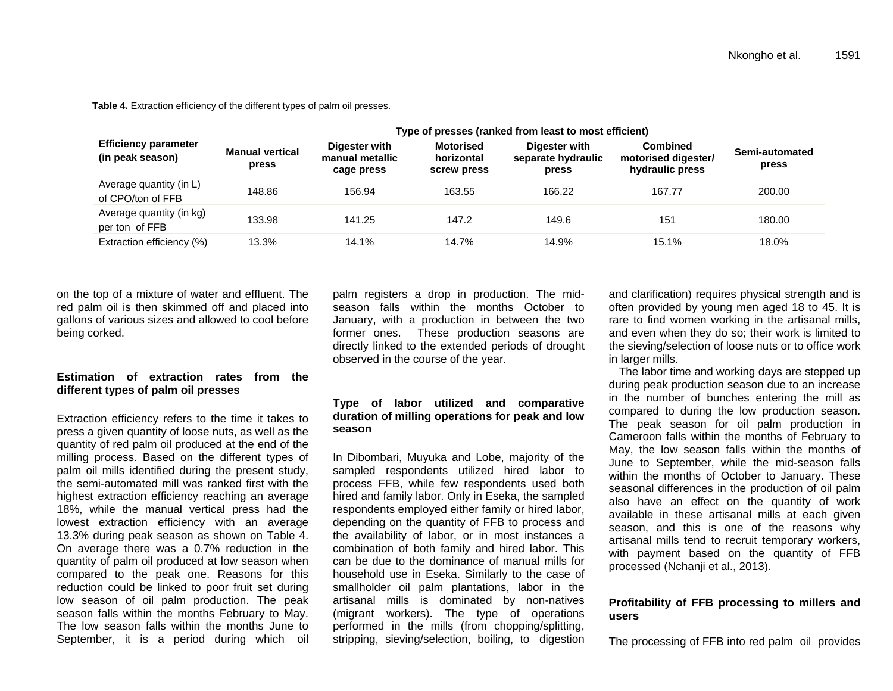**Table 4.** Extraction efficiency of the different types of palm oil presses.

| Efficiency parameter (in peak season) | Type of presses (ranked from least to most efficient) | | | | | |
|---|---|---|---|---|---|---|
| | Manual vertical press | Digester with manual metallic cage press | Motorised horizontal screw press | Digester with separate hydraulic press | Combined motorised digester/ hydraulic press | Semi-automated press |
| Average quantity (in L) of CPO/ton of FFB | 148.86 | 156.94 | 163.55 | 166.22 | 167.77 | 200.00 |
| Average quantity (in kg) per ton of FFB | 133.98 | 141.25 | 147.2 | 149.6 | 151 | 180.00 |
| Extraction efficiency (%) | 13.3% | 14.1% | 14.7% | 14.9% | 15.1% | 18.0% |

on the top of a mixture of water and effluent. The red palm oil is then skimmed off and placed into gallons of various sizes and allowed to cool before being corked.

## Estimation of extraction rates from the different types of palm oil presses

Extraction efficiency refers to the time it takes to press a given quantity of loose nuts, as well as the quantity of red palm oil produced at the end of the milling process. Based on the different types of palm oil mills identified during the present study, the semi-automated mill was ranked first with the highest extraction efficiency reaching an average 18%, while the manual vertical press had the lowest extraction efficiency with an average 13.3% during peak season as shown on Table 4. On average there was a 0.7% reduction in the quantity of palm oil produced at low season when compared to the peak one. Reasons for this reduction could be linked to poor fruit set during low season of oil palm production. The peak season falls within the months February to May. The low season falls within the months June to September, it is a period during which oil palm registers a drop in production. The mid-season falls within the months October to January, with a production in between the two former ones. These production seasons are directly linked to the extended periods of drought observed in the course of the year.

## Type of labor utilized and comparative duration of milling operations for peak and low season

In Dibombari, Muyuka and Lobe, majority of the sampled respondents utilized hired labor to process FFB, while few respondents used both hired and family labor. Only in Eseka, the sampled respondents employed either family or hired labor, depending on the quantity of FFB to process and the availability of labor, or in most instances a combination of both family and hired labor. This can be due to the dominance of manual mills for household use in Eseka. Similarly to the case of smallholder oil palm plantations, labor in the artisanal mills is dominated by non-natives (migrant workers). The type of operations performed in the mills (from chopping/splitting, stripping, sieving/selection, boiling, to digestion and clarification) requires physical strength and is often provided by young men aged 18 to 45. It is rare to find women working in the artisanal mills, and even when they do so; their work is limited to the sieving/selection of loose nuts or to office work in larger mills.

The labor time and working days are stepped up during peak production season due to an increase in the number of bunches entering the mill as compared to during the low production season. The peak season for oil palm production in Cameroon falls within the months of February to May, the low season falls within the months of June to September, while the mid-season falls within the months of October to January. These seasonal differences in the production of oil palm also have an effect on the quantity of work available in these artisanal mills at each given season, and this is one of the reasons why artisanal mills tend to recruit temporary workers, with payment based on the quantity of FFB processed (Nchanji et al., 2013).

## Profitability of FFB processing to millers and users

The processing of FFB into red palm oil provides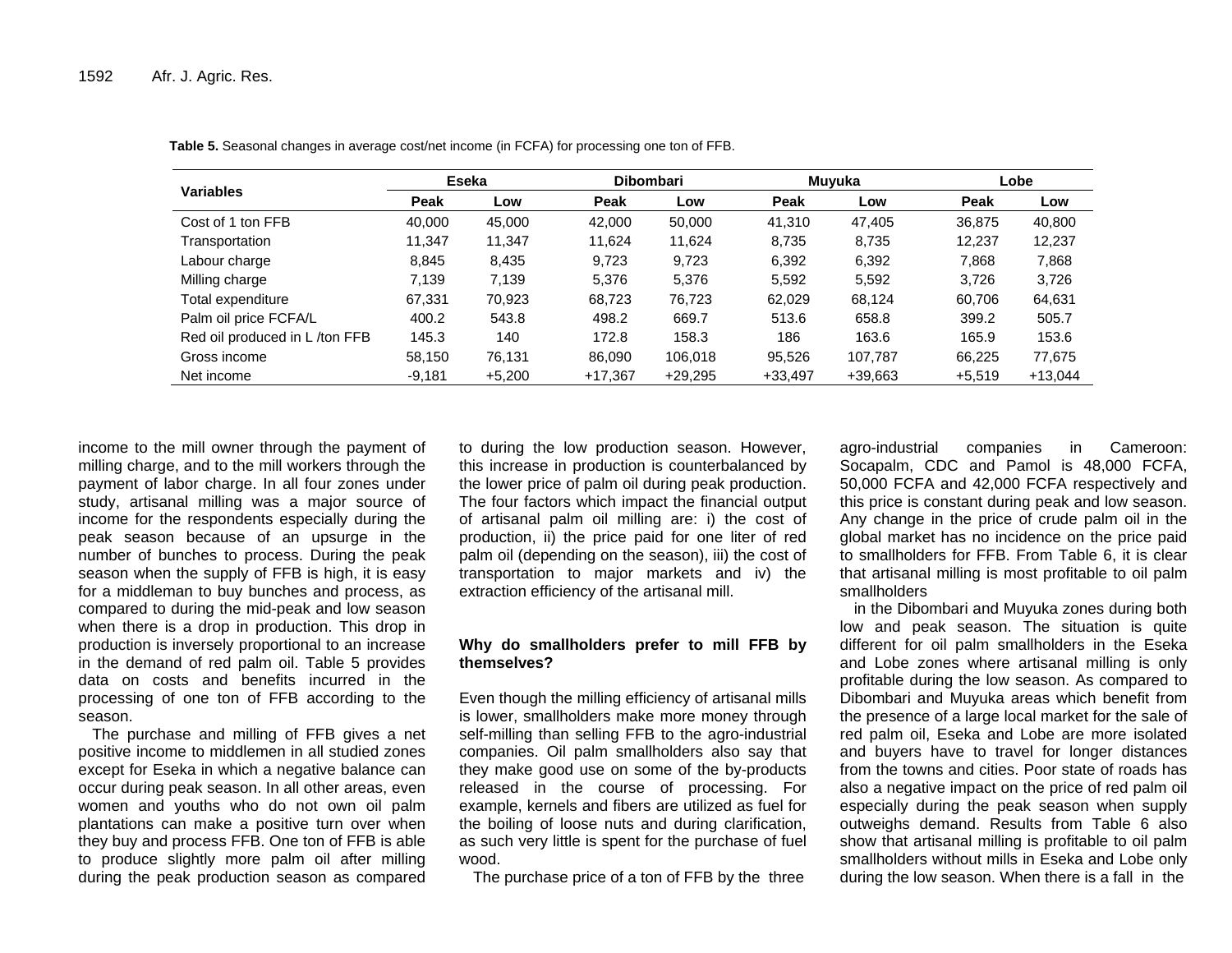**Table 5.** Seasonal changes in average cost/net income (in FCFA) for processing one ton of FFB.

| Variables | Eseka | | Dibombari | | Muyuka | | Lobe | |
|---|---|---|---|---|---|---|---|---|
| | Peak | Low | Peak | Low | Peak | Low | Peak | Low |
| Cost of 1 ton FFB | 40,000 | 45,000 | 42,000 | 50,000 | 41,310 | 47,405 | 36,875 | 40,800 |
| Transportation | 11,347 | 11,347 | 11,624 | 11,624 | 8,735 | 8,735 | 12,237 | 12,237 |
| Labour charge | 8,845 | 8,435 | 9,723 | 9,723 | 6,392 | 6,392 | 7,868 | 7,868 |
| Milling charge | 7,139 | 7,139 | 5,376 | 5,376 | 5,592 | 5,592 | 3,726 | 3,726 |
| Total expenditure | 67,331 | 70,923 | 68,723 | 76,723 | 62,029 | 68,124 | 60,706 | 64,631 |
| Palm oil price FCFA/L | 400.2 | 543.8 | 498.2 | 669.7 | 513.6 | 658.8 | 399.2 | 505.7 |
| Red oil produced in L /ton FFB | 145.3 | 140 | 172.8 | 158.3 | 186 | 163.6 | 165.9 | 153.6 |
| Gross income | 58,150 | 76,131 | 86,090 | 106,018 | 95,526 | 107,787 | 66,225 | 77,675 |
| Net income | -9,181 | +5,200 | +17,367 | +29,295 | +33,497 | +39,663 | +5,519 | +13,044 |

income to the mill owner through the payment of milling charge, and to the mill workers through the payment of labor charge. In all four zones under study, artisanal milling was a major source of income for the respondents especially during the peak season because of an upsurge in the number of bunches to process. During the peak season when the supply of FFB is high, it is easy for a middleman to buy bunches and process, as compared to during the mid-peak and low season when there is a drop in production. This drop in production is inversely proportional to an increase in the demand of red palm oil. Table 5 provides data on costs and benefits incurred in the processing of one ton of FFB according to the season.

The purchase and milling of FFB gives a net positive income to middlemen in all studied zones except for Eseka in which a negative balance can occur during peak season. In all other areas, even women and youths who do not own oil palm plantations can make a positive turn over when they buy and process FFB. One ton of FFB is able to produce slightly more palm oil after milling during the peak production season as compared to during the low production season. However, this increase in production is counterbalanced by the lower price of palm oil during peak production. The four factors which impact the financial output of artisanal palm oil milling are: i) the cost of production, ii) the price paid for one liter of red palm oil (depending on the season), iii) the cost of transportation to major markets and iv) the extraction efficiency of the artisanal mill.

### Why do smallholders prefer to mill FFB by themselves?

Even though the milling efficiency of artisanal mills is lower, smallholders make more money through self-milling than selling FFB to the agro-industrial companies. Oil palm smallholders also say that they make good use on some of the by-products released in the course of processing. For example, kernels and fibers are utilized as fuel for the boiling of loose nuts and during clarification, as such very little is spent for the purchase of fuel wood.

The purchase price of a ton of FFB by the three agro-industrial companies in Cameroon: Socapalm, CDC and Pamol is 48,000 FCFA, 50,000 FCFA and 42,000 FCFA respectively and this price is constant during peak and low season. Any change in the price of crude palm oil in the global market has no incidence on the price paid to smallholders for FFB. From Table 6, it is clear that artisanal milling is most profitable to oil palm smallholders

in the Dibombari and Muyuka zones during both low and peak season. The situation is quite different for oil palm smallholders in the Eseka and Lobe zones where artisanal milling is only profitable during the low season. As compared to Dibombari and Muyuka areas which benefit from the presence of a large local market for the sale of red palm oil, Eseka and Lobe are more isolated and buyers have to travel for longer distances from the towns and cities. Poor state of roads has also a negative impact on the price of red palm oil especially during the peak season when supply outweighs demand. Results from Table 6 also show that artisanal milling is profitable to oil palm smallholders without mills in Eseka and Lobe only during the low season. When there is a fall in the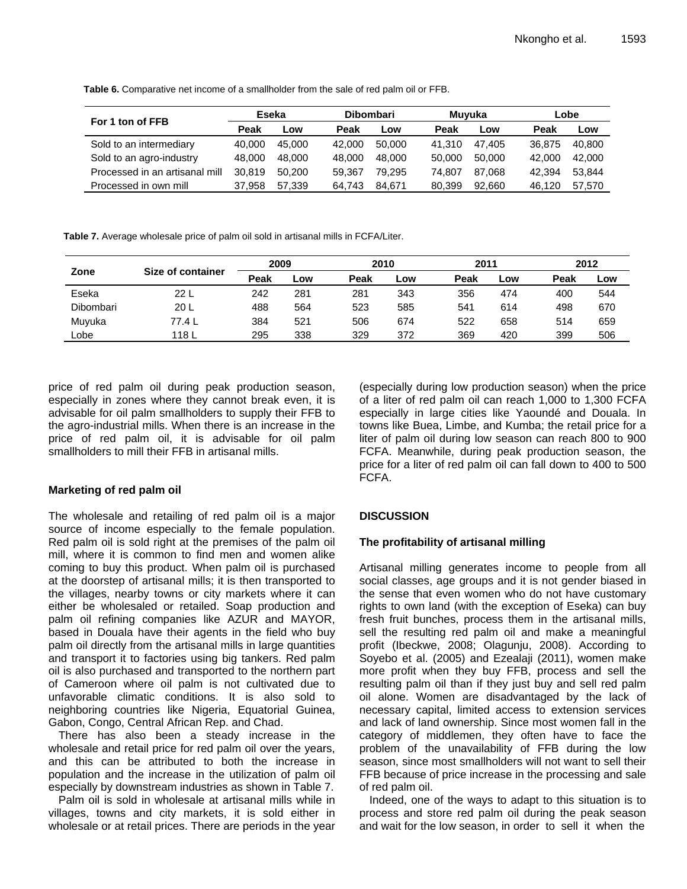**Table 6.** Comparative net income of a smallholder from the sale of red palm oil or FFB.

| For 1 ton of FFB | Eseka | | Dibombari | | Muyuka | | Lobe | |
|---|---|---|---|---|---|---|---|---|
| | Peak | Low | Peak | Low | Peak | Low | Peak | Low |
| Sold to an intermediary | 40,000 | 45,000 | 42,000 | 50,000 | 41,310 | 47,405 | 36,875 | 40,800 |
| Sold to an agro-industry | 48,000 | 48,000 | 48,000 | 48,000 | 50,000 | 50,000 | 42,000 | 42,000 |
| Processed in an artisanal mill | 30,819 | 50,200 | 59,367 | 79,295 | 74,807 | 87,068 | 42,394 | 53,844 |
| Processed in own mill | 37,958 | 57,339 | 64,743 | 84,671 | 80,399 | 92,660 | 46,120 | 57,570 |

**Table 7.** Average wholesale price of palm oil sold in artisanal mills in FCFA/Liter.

| Zone | Size of container | 2009 | | 2010 | | 2011 | | 2012 | |
|---|---|---|---|---|---|---|---|---|---|
| | | Peak | Low | Peak | Low | Peak | Low | Peak | Low |
| Eseka | 22 L | 242 | 281 | 281 | 343 | 356 | 474 | 400 | 544 |
| Dibombari | 20 L | 488 | 564 | 523 | 585 | 541 | 614 | 498 | 670 |
| Muyuka | 77.4 L | 384 | 521 | 506 | 674 | 522 | 658 | 514 | 659 |
| Lobe | 118 L | 295 | 338 | 329 | 372 | 369 | 420 | 399 | 506 |

price of red palm oil during peak production season, especially in zones where they cannot break even, it is advisable for oil palm smallholders to supply their FFB to the agro-industrial mills. When there is an increase in the price of red palm oil, it is advisable for oil palm smallholders to mill their FFB in artisanal mills.

### Marketing of red palm oil

The wholesale and retailing of red palm oil is a major source of income especially to the female population. Red palm oil is sold right at the premises of the palm oil mill, where it is common to find men and women alike coming to buy this product. When palm oil is purchased at the doorstep of artisanal mills; it is then transported to the villages, nearby towns or city markets where it can either be wholesaled or retailed. Soap production and palm oil refining companies like AZUR and MAYOR, based in Douala have their agents in the field who buy palm oil directly from the artisanal mills in large quantities and transport it to factories using big tankers. Red palm oil is also purchased and transported to the northern part of Cameroon where oil palm is not cultivated due to unfavorable climatic conditions. It is also sold to neighboring countries like Nigeria, Equatorial Guinea, Gabon, Congo, Central African Rep. and Chad.

There has also been a steady increase in the wholesale and retail price for red palm oil over the years, and this can be attributed to both the increase in population and the increase in the utilization of palm oil especially by downstream industries as shown in Table 7.

Palm oil is sold in wholesale at artisanal mills while in villages, towns and city markets, it is sold either in wholesale or at retail prices. There are periods in the year (especially during low production season) when the price of a liter of red palm oil can reach 1,000 to 1,300 FCFA especially in large cities like Yaoundé and Douala. In towns like Buea, Limbe, and Kumba; the retail price for a liter of palm oil during low season can reach 800 to 900 FCFA. Meanwhile, during peak production season, the price for a liter of red palm oil can fall down to 400 to 500 FCFA.

## DISCUSSION

### The profitability of artisanal milling

Artisanal milling generates income to people from all social classes, age groups and it is not gender biased in the sense that even women who do not have customary rights to own land (with the exception of Eseka) can buy fresh fruit bunches, process them in the artisanal mills, sell the resulting red palm oil and make a meaningful profit (Ibeckwe, 2008; Olagunju, 2008). According to Soyebo et al. (2005) and Ezealaji (2011), women make more profit when they buy FFB, process and sell the resulting palm oil than if they just buy and sell red palm oil alone. Women are disadvantaged by the lack of necessary capital, limited access to extension services and lack of land ownership. Since most women fall in the category of middlemen, they often have to face the problem of the unavailability of FFB during the low season, since most smallholders will not want to sell their FFB because of price increase in the processing and sale of red palm oil.

Indeed, one of the ways to adapt to this situation is to process and store red palm oil during the peak season and wait for the low season, in order to sell it when the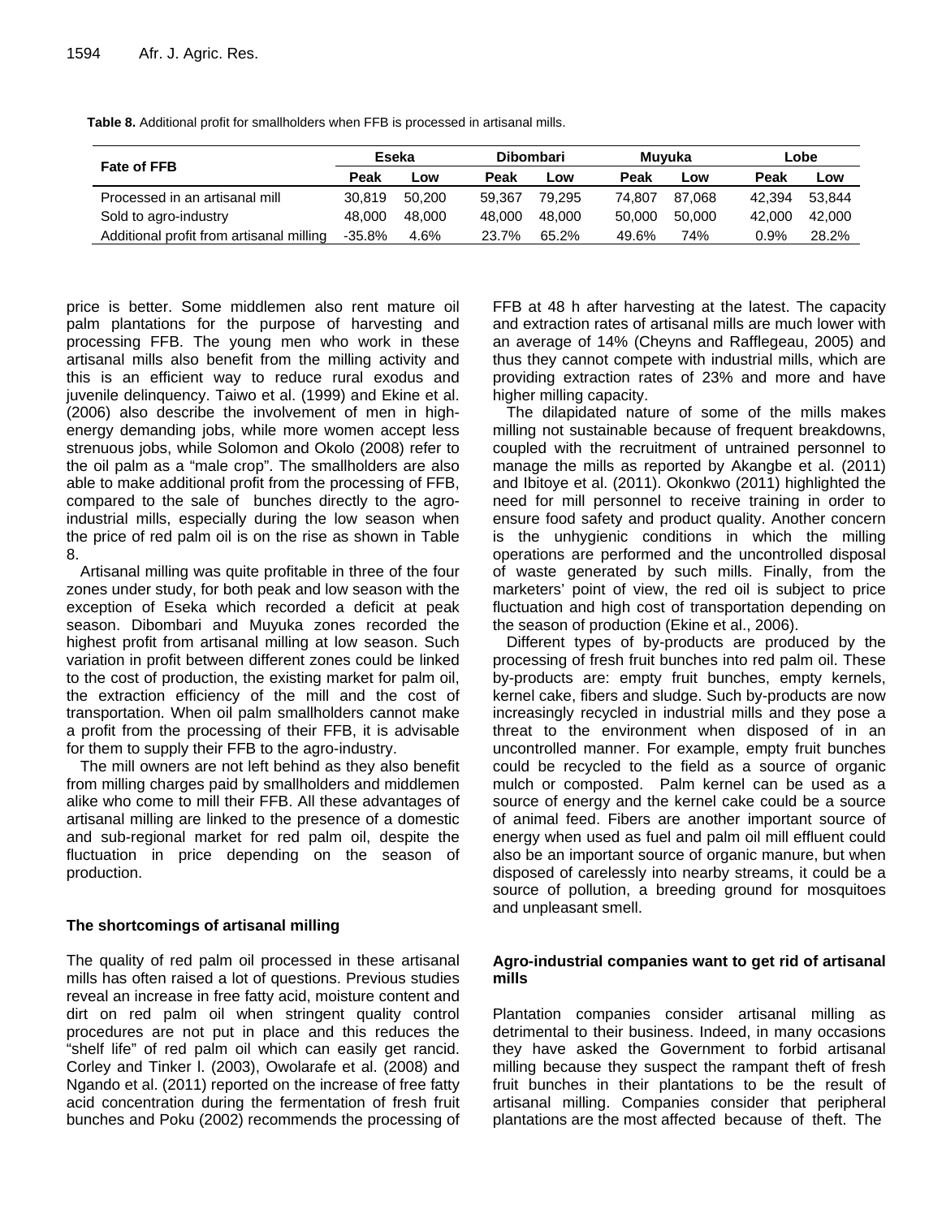**Table 8.** Additional profit for smallholders when FFB is processed in artisanal mills.

| Fate of FFB | Eseka | | Dibombari | | Muyuka | | Lobe | |
|---|---|---|---|---|---|---|---|---|
| | Peak | Low | Peak | Low | Peak | Low | Peak | Low |
| Processed in an artisanal mill | 30,819 | 50,200 | 59,367 | 79,295 | 74,807 | 87,068 | 42,394 | 53,844 |
| Sold to agro-industry | 48,000 | 48,000 | 48,000 | 48,000 | 50,000 | 50,000 | 42,000 | 42,000 |
| Additional profit from artisanal milling | -35.8% | 4.6% | 23.7% | 65.2% | 49.6% | 74% | 0.9% | 28.2% |

price is better. Some middlemen also rent mature oil palm plantations for the purpose of harvesting and processing FFB. The young men who work in these artisanal mills also benefit from the milling activity and this is an efficient way to reduce rural exodus and juvenile delinquency. Taiwo et al. (1999) and Ekine et al. (2006) also describe the involvement of men in high-energy demanding jobs, while more women accept less strenuous jobs, while Solomon and Okolo (2008) refer to the oil palm as a "male crop". The smallholders are also able to make additional profit from the processing of FFB, compared to the sale of bunches directly to the agro-industrial mills, especially during the low season when the price of red palm oil is on the rise as shown in Table 8.

Artisanal milling was quite profitable in three of the four zones under study, for both peak and low season with the exception of Eseka which recorded a deficit at peak season. Dibombari and Muyuka zones recorded the highest profit from artisanal milling at low season. Such variation in profit between different zones could be linked to the cost of production, the existing market for palm oil, the extraction efficiency of the mill and the cost of transportation. When oil palm smallholders cannot make a profit from the processing of their FFB, it is advisable for them to supply their FFB to the agro-industry.

The mill owners are not left behind as they also benefit from milling charges paid by smallholders and middlemen alike who come to mill their FFB. All these advantages of artisanal milling are linked to the presence of a domestic and sub-regional market for red palm oil, despite the fluctuation in price depending on the season of production.

### The shortcomings of artisanal milling

The quality of red palm oil processed in these artisanal mills has often raised a lot of questions. Previous studies reveal an increase in free fatty acid, moisture content and dirt on red palm oil when stringent quality control procedures are not put in place and this reduces the "shelf life" of red palm oil which can easily get rancid. Corley and Tinker l. (2003), Owolarafe et al. (2008) and Ngando et al. (2011) reported on the increase of free fatty acid concentration during the fermentation of fresh fruit bunches and Poku (2002) recommends the processing of FFB at 48 h after harvesting at the latest. The capacity and extraction rates of artisanal mills are much lower with an average of 14% (Cheyns and Rafflegeau, 2005) and thus they cannot compete with industrial mills, which are providing extraction rates of 23% and more and have higher milling capacity.

The dilapidated nature of some of the mills makes milling not sustainable because of frequent breakdowns, coupled with the recruitment of untrained personnel to manage the mills as reported by Akangbe et al. (2011) and Ibitoye et al. (2011). Okonkwo (2011) highlighted the need for mill personnel to receive training in order to ensure food safety and product quality. Another concern is the unhygienic conditions in which the milling operations are performed and the uncontrolled disposal of waste generated by such mills. Finally, from the marketers' point of view, the red oil is subject to price fluctuation and high cost of transportation depending on the season of production (Ekine et al., 2006).

Different types of by-products are produced by the processing of fresh fruit bunches into red palm oil. These by-products are: empty fruit bunches, empty kernels, kernel cake, fibers and sludge. Such by-products are now increasingly recycled in industrial mills and they pose a threat to the environment when disposed of in an uncontrolled manner. For example, empty fruit bunches could be recycled to the field as a source of organic mulch or composted. Palm kernel can be used as a source of energy and the kernel cake could be a source of animal feed. Fibers are another important source of energy when used as fuel and palm oil mill effluent could also be an important source of organic manure, but when disposed of carelessly into nearby streams, it could be a source of pollution, a breeding ground for mosquitoes and unpleasant smell.

### Agro-industrial companies want to get rid of artisanal mills

Plantation companies consider artisanal milling as detrimental to their business. Indeed, in many occasions they have asked the Government to forbid artisanal milling because they suspect the rampant theft of fresh fruit bunches in their plantations to be the result of artisanal milling. Companies consider that peripheral plantations are the most affected because of theft. The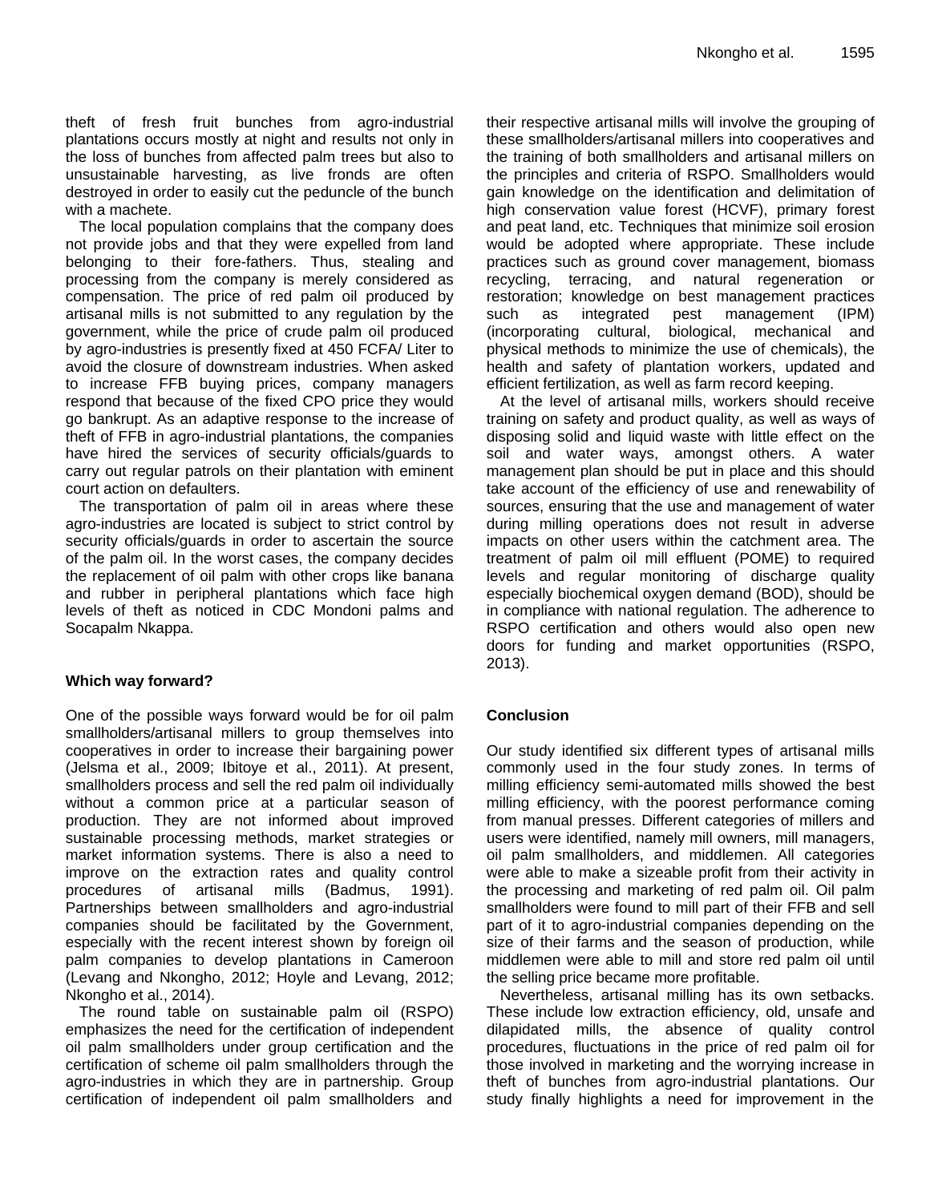theft of fresh fruit bunches from agro-industrial plantations occurs mostly at night and results not only in the loss of bunches from affected palm trees but also to unsustainable harvesting, as live fronds are often destroyed in order to easily cut the peduncle of the bunch with a machete.

The local population complains that the company does not provide jobs and that they were expelled from land belonging to their fore-fathers. Thus, stealing and processing from the company is merely considered as compensation. The price of red palm oil produced by artisanal mills is not submitted to any regulation by the government, while the price of crude palm oil produced by agro-industries is presently fixed at 450 FCFA/ Liter to avoid the closure of downstream industries. When asked to increase FFB buying prices, company managers respond that because of the fixed CPO price they would go bankrupt. As an adaptive response to the increase of theft of FFB in agro-industrial plantations, the companies have hired the services of security officials/guards to carry out regular patrols on their plantation with eminent court action on defaulters.

The transportation of palm oil in areas where these agro-industries are located is subject to strict control by security officials/guards in order to ascertain the source of the palm oil. In the worst cases, the company decides the replacement of oil palm with other crops like banana and rubber in peripheral plantations which face high levels of theft as noticed in CDC Mondoni palms and Socapalm Nkappa.

## Which way forward?

One of the possible ways forward would be for oil palm smallholders/artisanal millers to group themselves into cooperatives in order to increase their bargaining power (Jelsma et al., 2009; Ibitoye et al., 2011). At present, smallholders process and sell the red palm oil individually without a common price at a particular season of production. They are not informed about improved sustainable processing methods, market strategies or market information systems. There is also a need to improve on the extraction rates and quality control procedures of artisanal mills (Badmus, 1991). Partnerships between smallholders and agro-industrial companies should be facilitated by the Government, especially with the recent interest shown by foreign oil palm companies to develop plantations in Cameroon (Levang and Nkongho, 2012; Hoyle and Levang, 2012; Nkongho et al., 2014).

The round table on sustainable palm oil (RSPO) emphasizes the need for the certification of independent oil palm smallholders under group certification and the certification of scheme oil palm smallholders through the agro-industries in which they are in partnership. Group certification of independent oil palm smallholders and their respective artisanal mills will involve the grouping of these smallholders/artisanal millers into cooperatives and the training of both smallholders and artisanal millers on the principles and criteria of RSPO. Smallholders would gain knowledge on the identification and delimitation of high conservation value forest (HCVF), primary forest and peat land, etc. Techniques that minimize soil erosion would be adopted where appropriate. These include practices such as ground cover management, biomass recycling, terracing, and natural regeneration or restoration; knowledge on best management practices such as integrated pest management (IPM) (incorporating cultural, biological, mechanical and physical methods to minimize the use of chemicals), the health and safety of plantation workers, updated and efficient fertilization, as well as farm record keeping.

At the level of artisanal mills, workers should receive training on safety and product quality, as well as ways of disposing solid and liquid waste with little effect on the soil and water ways, amongst others. A water management plan should be put in place and this should take account of the efficiency of use and renewability of sources, ensuring that the use and management of water during milling operations does not result in adverse impacts on other users within the catchment area. The treatment of palm oil mill effluent (POME) to required levels and regular monitoring of discharge quality especially biochemical oxygen demand (BOD), should be in compliance with national regulation. The adherence to RSPO certification and others would also open new doors for funding and market opportunities (RSPO, 2013).

## Conclusion

Our study identified six different types of artisanal mills commonly used in the four study zones. In terms of milling efficiency semi-automated mills showed the best milling efficiency, with the poorest performance coming from manual presses. Different categories of millers and users were identified, namely mill owners, mill managers, oil palm smallholders, and middlemen. All categories were able to make a sizeable profit from their activity in the processing and marketing of red palm oil. Oil palm smallholders were found to mill part of their FFB and sell part of it to agro-industrial companies depending on the size of their farms and the season of production, while middlemen were able to mill and store red palm oil until the selling price became more profitable.

Nevertheless, artisanal milling has its own setbacks. These include low extraction efficiency, old, unsafe and dilapidated mills, the absence of quality control procedures, fluctuations in the price of red palm oil for those involved in marketing and the worrying increase in theft of bunches from agro-industrial plantations. Our study finally highlights a need for improvement in the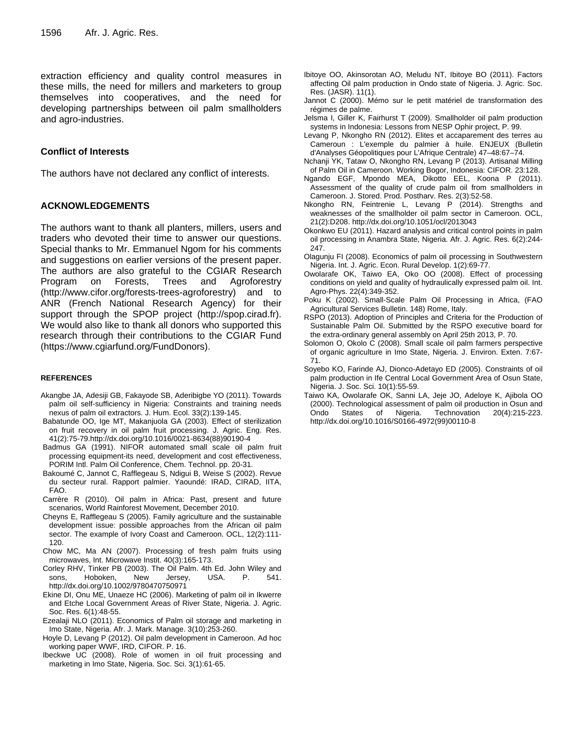extraction efficiency and quality control measures in these mills, the need for millers and marketers to group themselves into cooperatives, and the need for developing partnerships between oil palm smallholders and agro-industries.

## Conflict of Interests

The authors have not declared any conflict of interests.

## ACKNOWLEDGEMENTS

The authors want to thank all planters, millers, users and traders who devoted their time to answer our questions. Special thanks to Mr. Emmanuel Ngom for his comments and suggestions on earlier versions of the present paper. The authors are also grateful to the CGIAR Research Program on Forests, Trees and Agroforestry (http://www.cifor.org/forests-trees-agroforestry) and to ANR (French National Research Agency) for their support through the SPOP project (http://spop.cirad.fr). We would also like to thank all donors who supported this research through their contributions to the CGIAR Fund (https://www.cgiarfund.org/FundDonors).

## REFERENCES

Akangbe JA, Adesiji GB, Fakayode SB, Aderibigbe YO (2011). Towards palm oil self-sufficiency in Nigeria: Constraints and training needs nexus of palm oil extractors. J. Hum. Ecol. 33(2):139-145.

Babatunde OO, Ige MT, Makanjuola GA (2003). Effect of sterilization on fruit recovery in oil palm fruit processing. J. Agric. Eng. Res. 41(2):75-79.http://dx.doi.org/10.1016/0021-8634(88)90190-4

Badmus GA (1991). NIFOR automated small scale oil palm fruit processing equipment-its need, development and cost effectiveness, PORIM Intl. Palm Oil Conference, Chem. Technol. pp. 20-31.

Bakoumé C, Jannot C, Rafflegeau S, Ndigui B, Weise S (2002). Revue du secteur rural. Rapport palmier. Yaoundé: IRAD, CIRAD, IITA, FAO.

Carrère R (2010). Oil palm in Africa: Past, present and future scenarios, World Rainforest Movement, December 2010.

Cheyns E, Rafflegeau S (2005). Family agriculture and the sustainable development issue: possible approaches from the African oil palm sector. The example of Ivory Coast and Cameroon. OCL, 12(2):111-120.

Chow MC, Ma AN (2007). Processing of fresh palm fruits using microwaves, Int. Microwave Instit. 40(3):165-173.

Corley RHV, Tinker PB (2003). The Oil Palm. 4th Ed. John Wiley and sons, Hoboken, New Jersey, USA. P. 541. http://dx.doi.org/10.1002/9780470750971

Ekine DI, Onu ME, Unaeze HC (2006). Marketing of palm oil in Ikwerre and Etche Local Government Areas of River State, Nigeria. J. Agric. Soc. Res. 6(1):48-55.

Ezealaji NLO (2011). Economics of Palm oil storage and marketing in Imo State, Nigeria. Afr. J. Mark. Manage. 3(10):253-260.

Hoyle D, Levang P (2012). Oil palm development in Cameroon. Ad hoc working paper WWF, IRD, CIFOR. P. 16.

Ibeckwe UC (2008). Role of women in oil fruit processing and marketing in Imo State, Nigeria. Soc. Sci. 3(1):61-65.

Ibitoye OO, Akinsorotan AO, Meludu NT, Ibitoye BO (2011). Factors affecting Oil palm production in Ondo state of Nigeria. J. Agric. Soc. Res. (JASR). 11(1).

Jannot C (2000). Mémo sur le petit matériel de transformation des régimes de palme.

Jelsma I, Giller K, Fairhurst T (2009). Smallholder oil palm production systems in Indonesia: Lessons from NESP Ophir project, P. 99.

Levang P, Nkongho RN (2012). Elites et accaparement des terres au Cameroun : L'exemple du palmier à huile. ENJEUX (Bulletin d'Analyses Géopolitiques pour L'Afrique Centrale) 47–48:67–74.

Nchanji YK, Tataw O, Nkongho RN, Levang P (2013). Artisanal Milling of Palm Oil in Cameroon. Working Bogor, Indonesia: CIFOR. 23:128.

Ngando EGF, Mpondo MEA, Dikotto EEL, Koona P (2011). Assessment of the quality of crude palm oil from smallholders in Cameroon. J. Stored. Prod. Postharv. Res. 2(3):52-58.

Nkongho RN, Feintrenie L, Levang P (2014). Strengths and weaknesses of the smallholder oil palm sector in Cameroon. OCL, 21(2):D208. http://dx.doi.org/10.1051/ocl/2013043

Okonkwo EU (2011). Hazard analysis and critical control points in palm oil processing in Anambra State, Nigeria. Afr. J. Agric. Res. 6(2):244-247.

Olagunju FI (2008). Economics of palm oil processing in Southwestern Nigeria. Int. J. Agric. Econ. Rural Develop. 1(2):69-77.

Owolarafe OK, Taiwo EA, Oko OO (2008). Effect of processing conditions on yield and quality of hydraulically expressed palm oil. Int. Agro-Phys. 22(4):349-352.

Poku K (2002). Small-Scale Palm Oil Processing in Africa, (FAO Agricultural Services Bulletin. 148) Rome, Italy.

RSPO (2013). Adoption of Principles and Criteria for the Production of Sustainable Palm Oil. Submitted by the RSPO executive board for the extra-ordinary general assembly on April 25th 2013, P. 70.

Solomon O, Okolo C (2008). Small scale oil palm farmers perspective of organic agriculture in Imo State, Nigeria. J. Environ. Exten. 7:67-71.

Soyebo KO, Farinde AJ, Dionco-Adetayo ED (2005). Constraints of oil palm production in Ife Central Local Government Area of Osun State, Nigeria. J. Soc. Sci. 10(1):55-59.

Taiwo KA, Owolarafe OK, Sanni LA, Jeje JO, Adeloye K, Ajibola OO (2000). Technological assessment of palm oil production in Osun and Ondo States of Nigeria. Technovation 20(4):215-223. http://dx.doi.org/10.1016/S0166-4972(99)00110-8